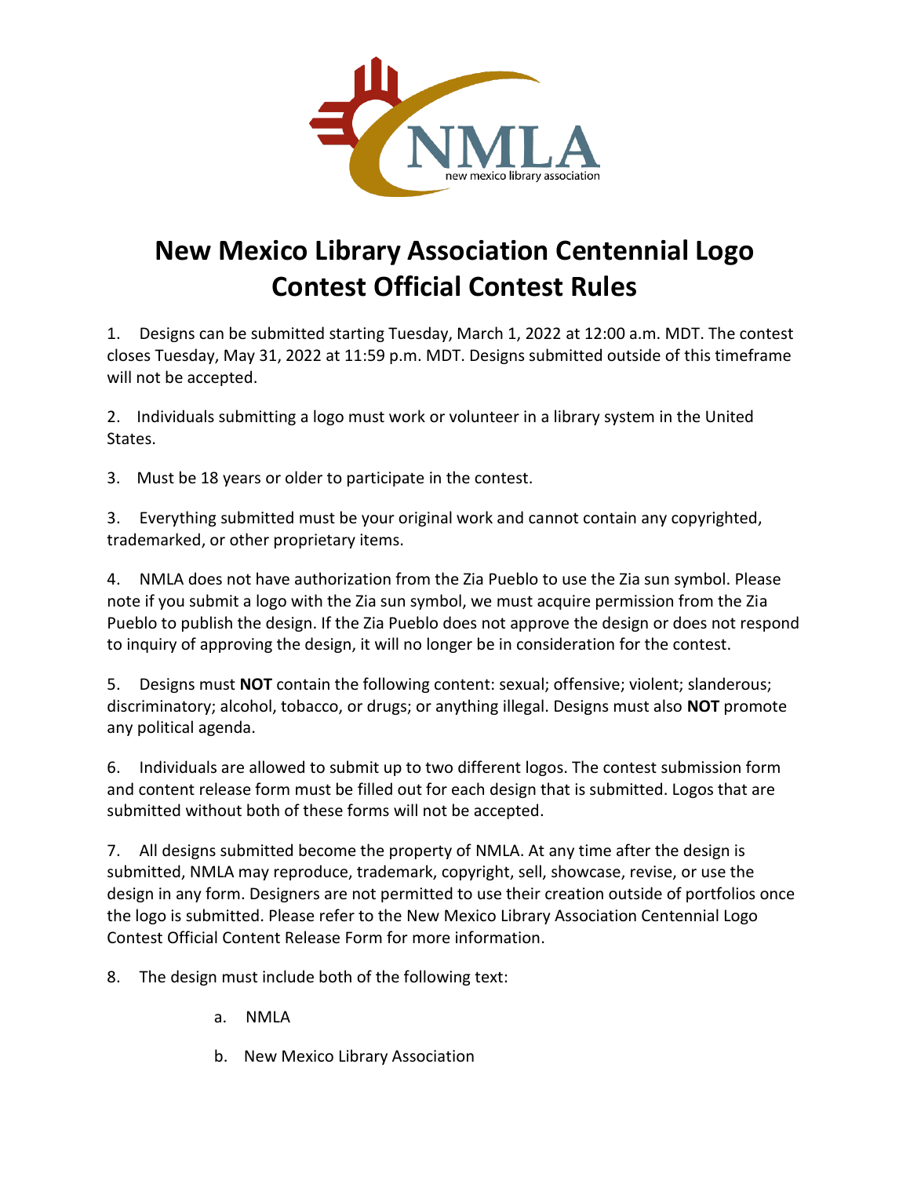# New Mexico Library Association Centennial Logo Contest Official Contest Rules

1. Designs can be submitted starting Tuesday, March 1, 2022 at 12:00 a.m. MDT. The contest closes Tuesday, May 31, 2022 at 11:59 p.m. MDT. Designs submitted outside of this timeframe will not be accepted.

2. Individuals submitting a logo must work or volunteer in a library system in the United States.

3. Must be 18 years or older to participate in the contest.

3. Everything submitted must be your original work and cannot contain any copyrighted, trademarked, or other proprietary items.

4. NMLA does not have authorization from the Zia Pueblo to use the Zia sun symbol. Please note if you submit a logo with the Zia sun symbol, we must acquire permission from the Zia Pueblo to publish the design. If the Zia Pueblo does not approve the design or does not respond to inquiry of approving the design, it will no longer be in consideration for the contest.

5. Designs must **NOT** contain the following content: sexual; offensive; violent; slanderous; discriminatory; alcohol, tobacco, or drugs; or anything illegal. Designs must also **NOT** promote any political agenda.

6. Individuals are allowed to submit up to two different logos. The contest submission form and content release form must be filled out for each design that is submitted. Logos that are submitted without both of these forms will not be accepted.

7. All designs submitted become the property of NMLA. At any time after the design is submitted, NMLA may reproduce, trademark, copyright, sell, showcase, revise, or use the design in any form. Designers are not permitted to use their creation outside of portfolios once the logo is submitted. Please refer to the New Mexico Library Association Centennial Logo Contest Official Content Release Form for more information.

8. The design must include both of the following text:

   a. NMLA

   b. New Mexico Library Association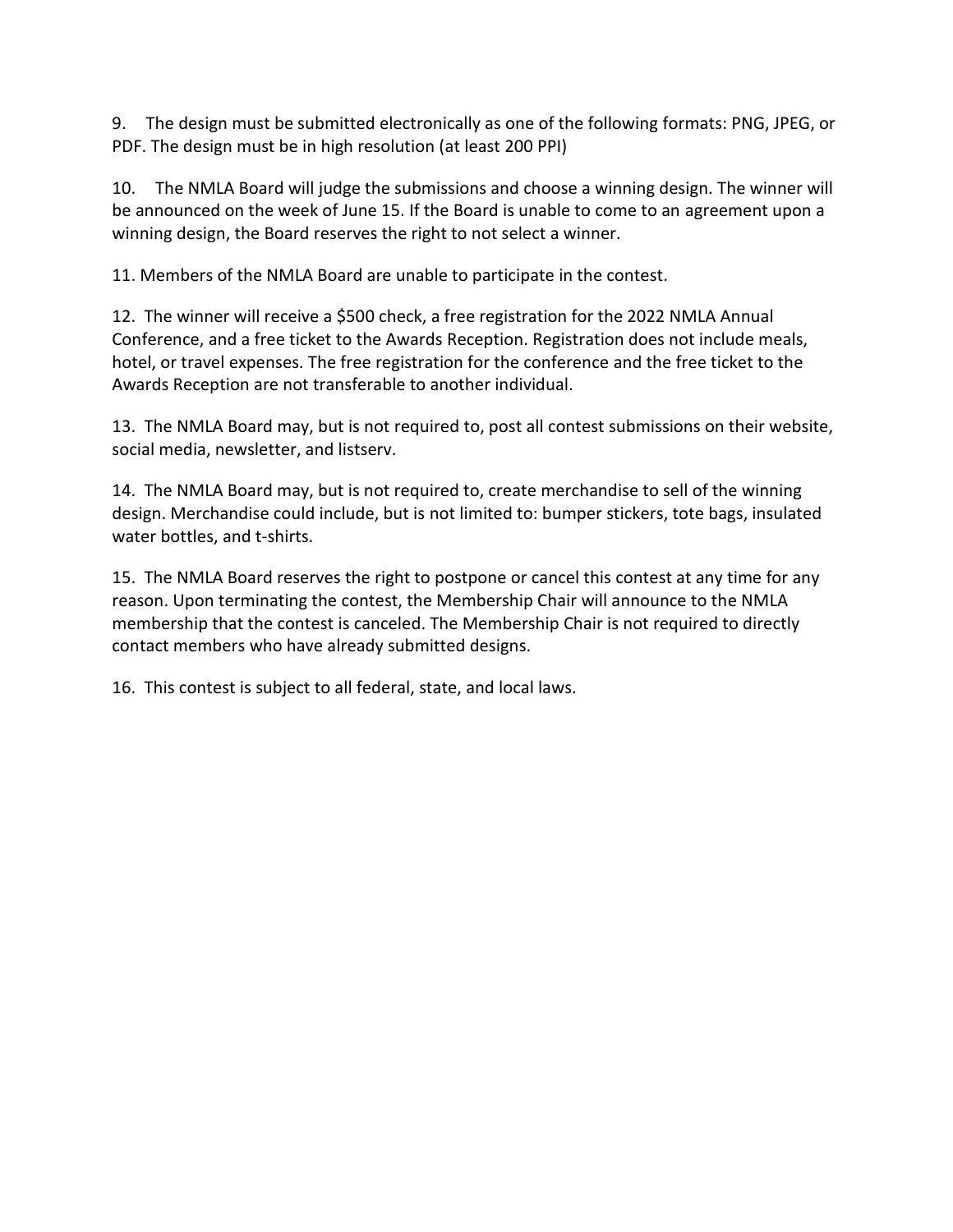9. The design must be submitted electronically as one of the following formats: PNG, JPEG, or PDF. The design must be in high resolution (at least 200 PPI)

10. The NMLA Board will judge the submissions and choose a winning design. The winner will be announced on the week of June 15. If the Board is unable to come to an agreement upon a winning design, the Board reserves the right to not select a winner.

11. Members of the NMLA Board are unable to participate in the contest.

12. The winner will receive a $500 check, a free registration for the 2022 NMLA Annual Conference, and a free ticket to the Awards Reception. Registration does not include meals, hotel, or travel expenses. The free registration for the conference and the free ticket to the Awards Reception are not transferable to another individual.

13. The NMLA Board may, but is not required to, post all contest submissions on their website, social media, newsletter, and listserv.

14. The NMLA Board may, but is not required to, create merchandise to sell of the winning design. Merchandise could include, but is not limited to: bumper stickers, tote bags, insulated water bottles, and t-shirts.

15. The NMLA Board reserves the right to postpone or cancel this contest at any time for any reason. Upon terminating the contest, the Membership Chair will announce to the NMLA membership that the contest is canceled. The Membership Chair is not required to directly contact members who have already submitted designs.

16. This contest is subject to all federal, state, and local laws.